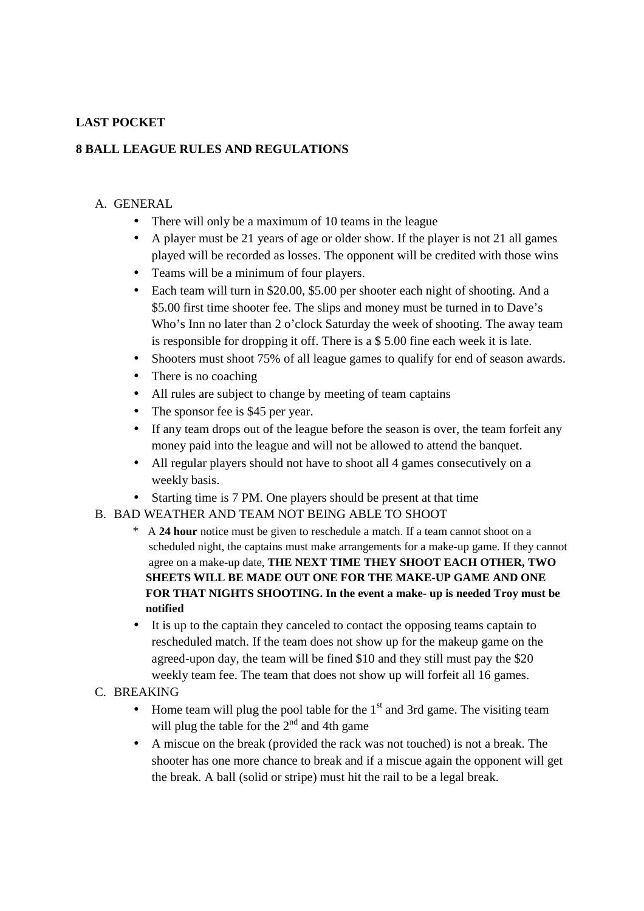**LAST POCKET**

**8 BALL LEAGUE RULES AND REGULATIONS**

A. GENERAL
- There will only be a maximum of 10 teams in the league
- A player must be 21 years of age or older show. If the player is not 21 all games played will be recorded as losses. The opponent will be credited with those wins
- Teams will be a minimum of four players.
- Each team will turn in $20.00, $5.00 per shooter each night of shooting. And a $5.00 first time shooter fee. The slips and money must be turned in to Dave's Who's Inn no later than 2 o'clock Saturday the week of shooting. The away team is responsible for dropping it off. There is a $ 5.00 fine each week it is late.
- Shooters must shoot 75% of all league games to qualify for end of season awards.
- There is no coaching
- All rules are subject to change by meeting of team captains
- The sponsor fee is $45 per year.
- If any team drops out of the league before the season is over, the team forfeit any money paid into the league and will not be allowed to attend the banquet.
- All regular players should not have to shoot all 4 games consecutively on a weekly basis.
- Starting time is 7 PM. One players should be present at that time

B. BAD WEATHER AND TEAM NOT BEING ABLE TO SHOOT
- * A **24 hour** notice must be given to reschedule a match. If a team cannot shoot on a scheduled night, the captains must make arrangements for a make-up game. If they cannot agree on a make-up date, **THE NEXT TIME THEY SHOOT EACH OTHER, TWO SHEETS WILL BE MADE OUT ONE FOR THE MAKE-UP GAME AND ONE FOR THAT NIGHTS SHOOTING. In the event a make- up is needed Troy must be notified**
- It is up to the captain they canceled to contact the opposing teams captain to rescheduled match. If the team does not show up for the makeup game on the agreed-upon day, the team will be fined $10 and they still must pay the $20 weekly team fee. The team that does not show up will forfeit all 16 games.

C. BREAKING
- Home team will plug the pool table for the 1st and 3rd game. The visiting team will plug the table for the 2nd and 4th game
- A miscue on the break (provided the rack was not touched) is not a break. The shooter has one more chance to break and if a miscue again the opponent will get the break. A ball (solid or stripe) must hit the rail to be a legal break.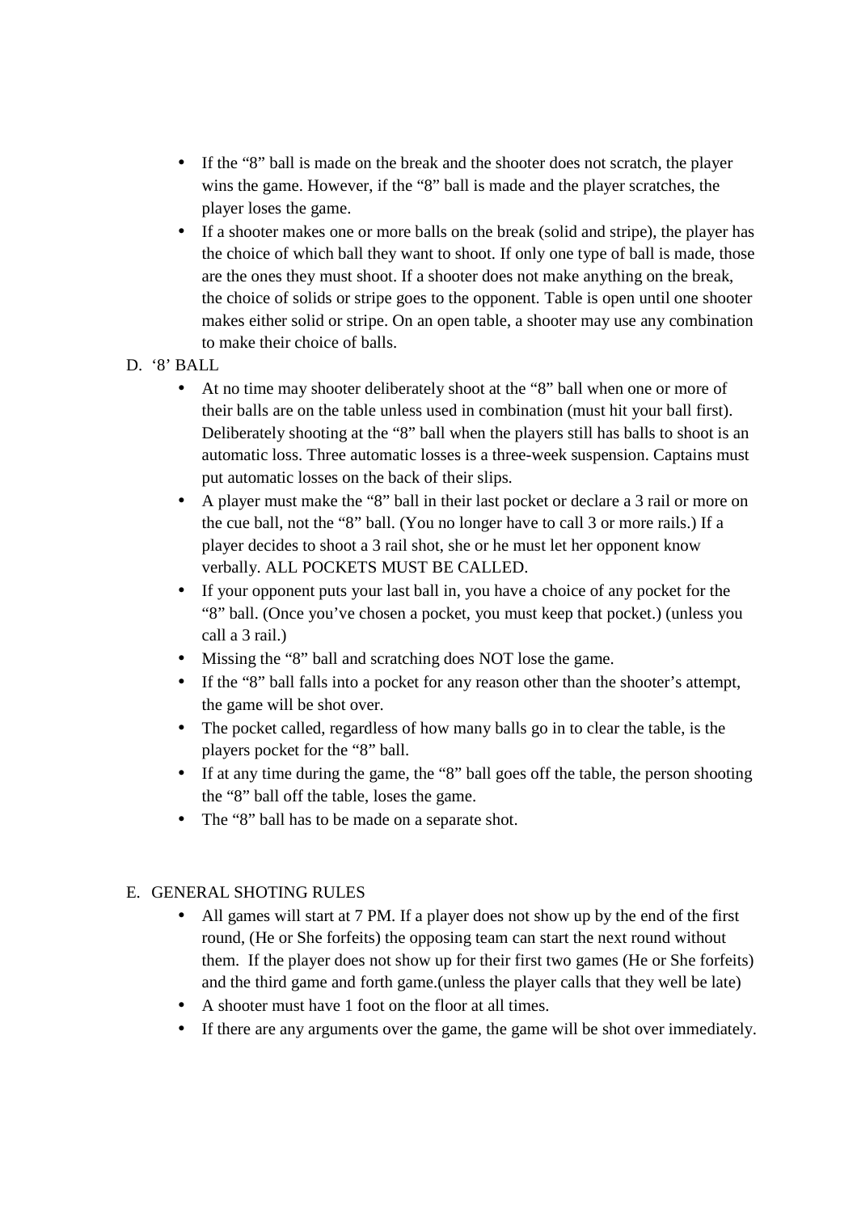- If the "8" ball is made on the break and the shooter does not scratch, the player wins the game. However, if the "8" ball is made and the player scratches, the player loses the game.
- If a shooter makes one or more balls on the break (solid and stripe), the player has the choice of which ball they want to shoot. If only one type of ball is made, those are the ones they must shoot. If a shooter does not make anything on the break, the choice of solids or stripe goes to the opponent. Table is open until one shooter makes either solid or stripe. On an open table, a shooter may use any combination to make their choice of balls.

D. '8' BALL

- At no time may shooter deliberately shoot at the "8" ball when one or more of their balls are on the table unless used in combination (must hit your ball first). Deliberately shooting at the "8" ball when the players still has balls to shoot is an automatic loss. Three automatic losses is a three-week suspension. Captains must put automatic losses on the back of their slips.
- A player must make the "8" ball in their last pocket or declare a 3 rail or more on the cue ball, not the "8" ball. (You no longer have to call 3 or more rails.) If a player decides to shoot a 3 rail shot, she or he must let her opponent know verbally. ALL POCKETS MUST BE CALLED.
- If your opponent puts your last ball in, you have a choice of any pocket for the "8" ball. (Once you've chosen a pocket, you must keep that pocket.) (unless you call a 3 rail.)
- Missing the "8" ball and scratching does NOT lose the game.
- If the "8" ball falls into a pocket for any reason other than the shooter's attempt, the game will be shot over.
- The pocket called, regardless of how many balls go in to clear the table, is the players pocket for the "8" ball.
- If at any time during the game, the "8" ball goes off the table, the person shooting the "8" ball off the table, loses the game.
- The "8" ball has to be made on a separate shot.

E. GENERAL SHOTING RULES

- All games will start at 7 PM. If a player does not show up by the end of the first round, (He or She forfeits) the opposing team can start the next round without them. If the player does not show up for their first two games (He or She forfeits) and the third game and forth game.(unless the player calls that they well be late)
- A shooter must have 1 foot on the floor at all times.
- If there are any arguments over the game, the game will be shot over immediately.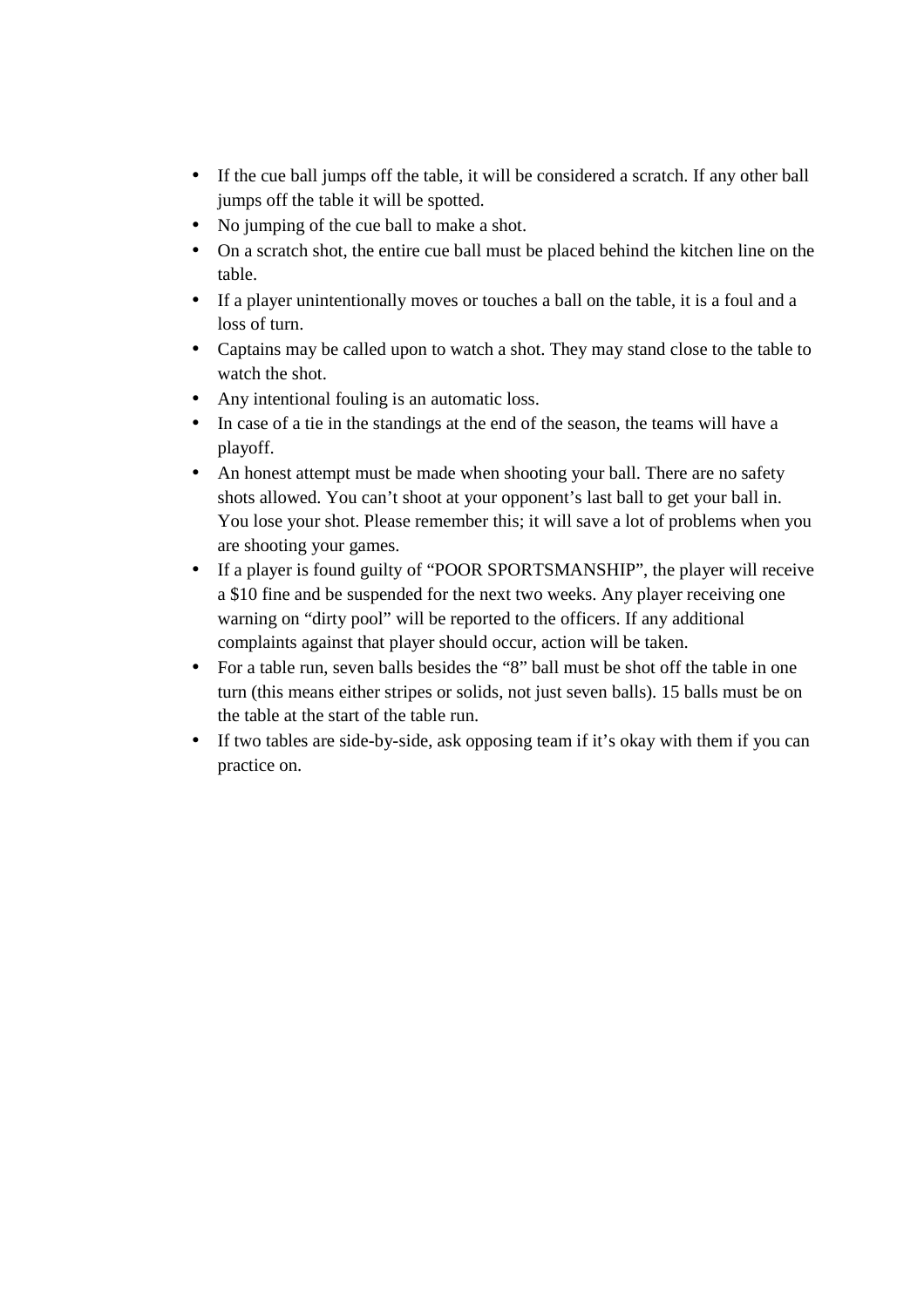- If the cue ball jumps off the table, it will be considered a scratch. If any other ball jumps off the table it will be spotted.
- No jumping of the cue ball to make a shot.
- On a scratch shot, the entire cue ball must be placed behind the kitchen line on the table.
- If a player unintentionally moves or touches a ball on the table, it is a foul and a loss of turn.
- Captains may be called upon to watch a shot. They may stand close to the table to watch the shot.
- Any intentional fouling is an automatic loss.
- In case of a tie in the standings at the end of the season, the teams will have a playoff.
- An honest attempt must be made when shooting your ball. There are no safety shots allowed. You can’t shoot at your opponent’s last ball to get your ball in. You lose your shot. Please remember this; it will save a lot of problems when you are shooting your games.
- If a player is found guilty of “POOR SPORTSMANSHIP”, the player will receive a $10 fine and be suspended for the next two weeks. Any player receiving one warning on “dirty pool” will be reported to the officers. If any additional complaints against that player should occur, action will be taken.
- For a table run, seven balls besides the “8” ball must be shot off the table in one turn (this means either stripes or solids, not just seven balls). 15 balls must be on the table at the start of the table run.
- If two tables are side-by-side, ask opposing team if it’s okay with them if you can practice on.